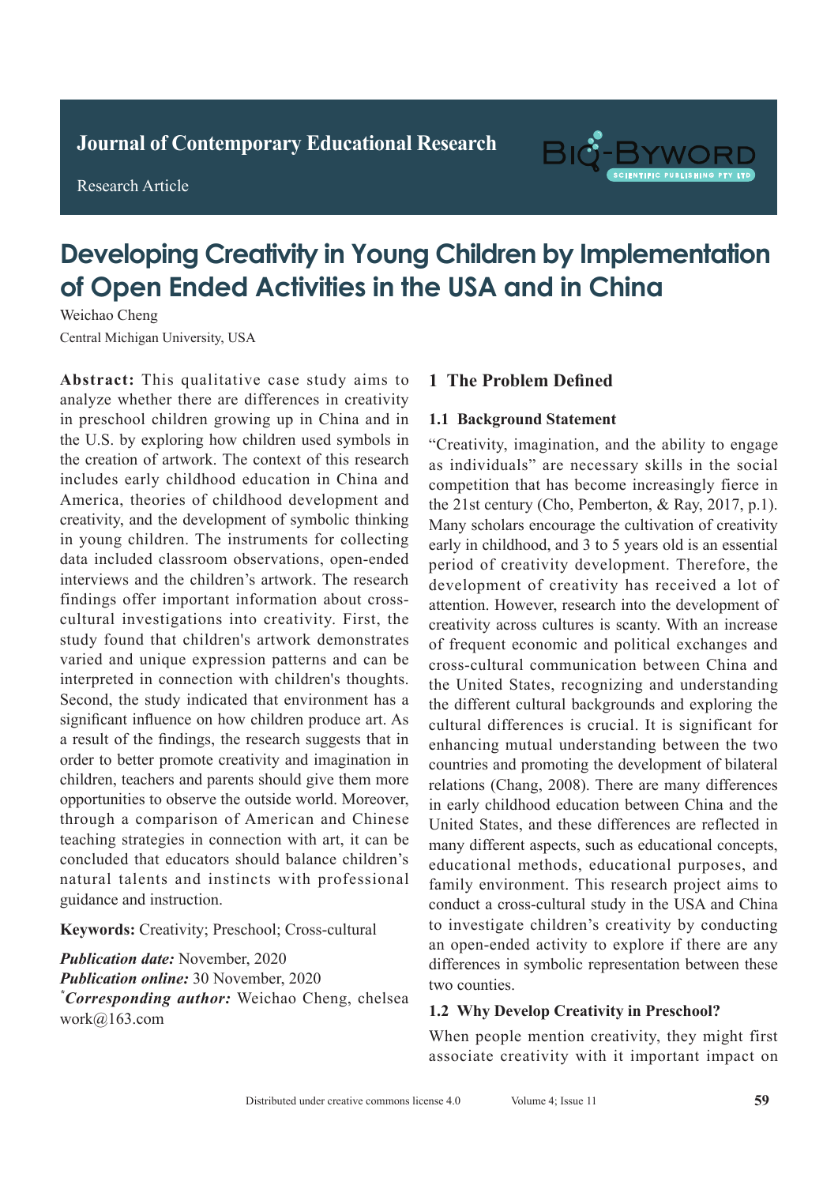Journal of Contemporary Educational Research

Research Article

# Developing Creativity in Young Children by Implementation of Open Ended Activities in the USA and in China

Weichao Cheng

Central Michigan University, USA

**Abstract:** This qualitative case study aims to analyze whether there are differences in creativity in preschool children growing up in China and in the U.S. by exploring how children used symbols in the creation of artwork. The context of this research includes early childhood education in China and America, theories of childhood development and creativity, and the development of symbolic thinking in young children. The instruments for collecting data included classroom observations, open-ended interviews and the children's artwork. The research findings offer important information about cross-cultural investigations into creativity. First, the study found that children's artwork demonstrates varied and unique expression patterns and can be interpreted in connection with children's thoughts. Second, the study indicated that environment has a significant influence on how children produce art. As a result of the findings, the research suggests that in order to better promote creativity and imagination in children, teachers and parents should give them more opportunities to observe the outside world. Moreover, through a comparison of American and Chinese teaching strategies in connection with art, it can be concluded that educators should balance children's natural talents and instincts with professional guidance and instruction.

**Keywords:** Creativity; Preschool; Cross-cultural

***Publication date:*** November, 2020

***Publication online:*** 30 November, 2020

[*]***Corresponding author:*** Weichao Cheng, chelseawork@163.com

## 1 The Problem Defined

### 1.1 Background Statement

"Creativity, imagination, and the ability to engage as individuals" are necessary skills in the social competition that has become increasingly fierce in the 21st century (Cho, Pemberton, & Ray, 2017, p.1). Many scholars encourage the cultivation of creativity early in childhood, and 3 to 5 years old is an essential period of creativity development. Therefore, the development of creativity has received a lot of attention. However, research into the development of creativity across cultures is scanty. With an increase of frequent economic and political exchanges and cross-cultural communication between China and the United States, recognizing and understanding the different cultural backgrounds and exploring the cultural differences is crucial. It is significant for enhancing mutual understanding between the two countries and promoting the development of bilateral relations (Chang, 2008). There are many differences in early childhood education between China and the United States, and these differences are reflected in many different aspects, such as educational concepts, educational methods, educational purposes, and family environment. This research project aims to conduct a cross-cultural study in the USA and China to investigate children's creativity by conducting an open-ended activity to explore if there are any differences in symbolic representation between these two counties.

### 1.2 Why Develop Creativity in Preschool?

When people mention creativity, they might first associate creativity with it important impact on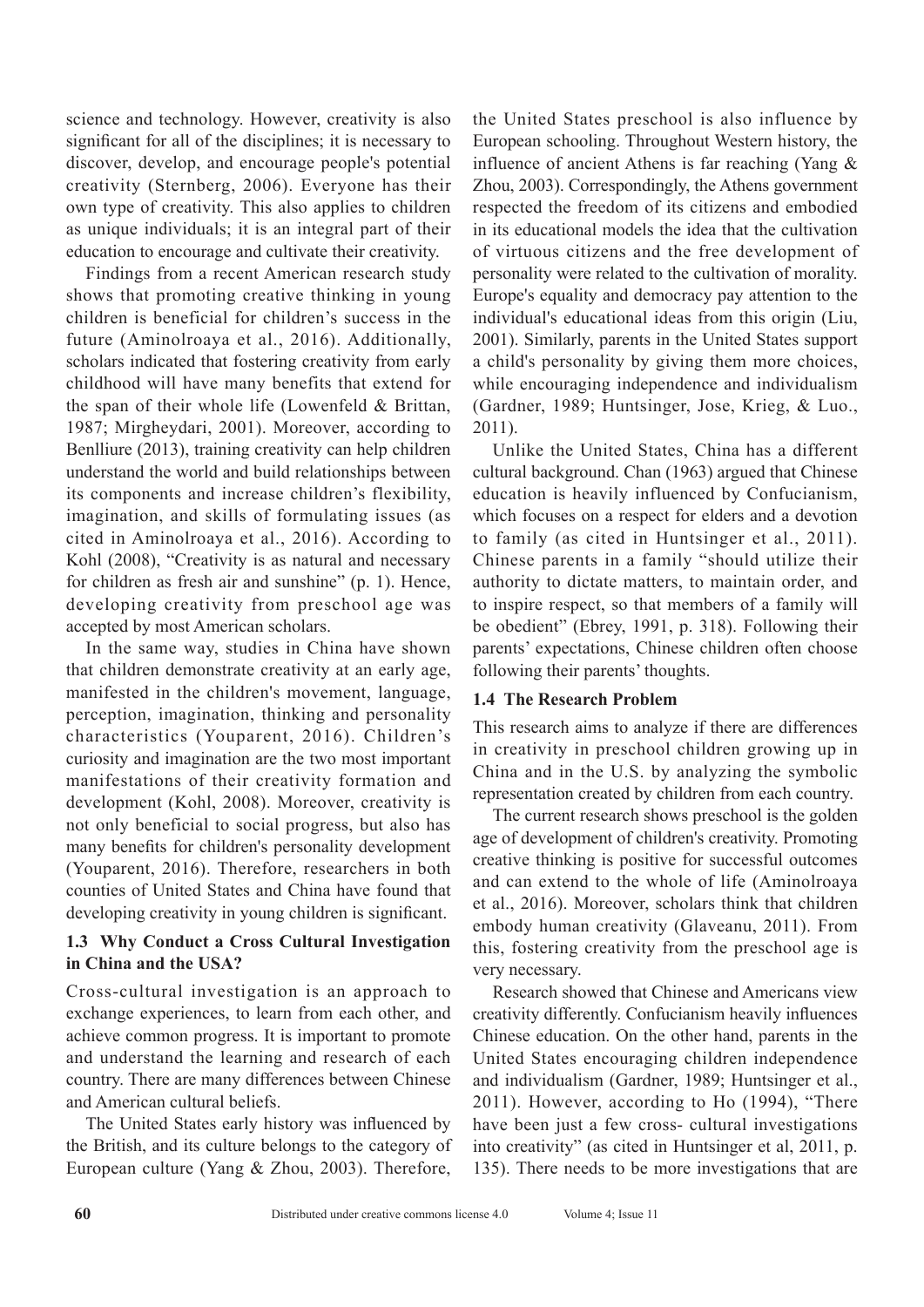science and technology. However, creativity is also significant for all of the disciplines; it is necessary to discover, develop, and encourage people's potential creativity (Sternberg, 2006). Everyone has their own type of creativity. This also applies to children as unique individuals; it is an integral part of their education to encourage and cultivate their creativity.

Findings from a recent American research study shows that promoting creative thinking in young children is beneficial for children's success in the future (Aminolroaya et al., 2016). Additionally, scholars indicated that fostering creativity from early childhood will have many benefits that extend for the span of their whole life (Lowenfeld & Brittan, 1987; Mirgheydari, 2001). Moreover, according to Benlliure (2013), training creativity can help children understand the world and build relationships between its components and increase children's flexibility, imagination, and skills of formulating issues (as cited in Aminolroaya et al., 2016). According to Kohl (2008), "Creativity is as natural and necessary for children as fresh air and sunshine" (p. 1). Hence, developing creativity from preschool age was accepted by most American scholars.

In the same way, studies in China have shown that children demonstrate creativity at an early age, manifested in the children's movement, language, perception, imagination, thinking and personality characteristics (Youparent, 2016). Children's curiosity and imagination are the two most important manifestations of their creativity formation and development (Kohl, 2008). Moreover, creativity is not only beneficial to social progress, but also has many benefits for children's personality development (Youparent, 2016). Therefore, researchers in both counties of United States and China have found that developing creativity in young children is significant.

### 1.3 Why Conduct a Cross Cultural Investigation in China and the USA?

Cross-cultural investigation is an approach to exchange experiences, to learn from each other, and achieve common progress. It is important to promote and understand the learning and research of each country. There are many differences between Chinese and American cultural beliefs.

The United States early history was influenced by the British, and its culture belongs to the category of European culture (Yang & Zhou, 2003). Therefore, the United States preschool is also influence by European schooling. Throughout Western history, the influence of ancient Athens is far reaching (Yang & Zhou, 2003). Correspondingly, the Athens government respected the freedom of its citizens and embodied in its educational models the idea that the cultivation of virtuous citizens and the free development of personality were related to the cultivation of morality. Europe's equality and democracy pay attention to the individual's educational ideas from this origin (Liu, 2001). Similarly, parents in the United States support a child's personality by giving them more choices, while encouraging independence and individualism (Gardner, 1989; Huntsinger, Jose, Krieg, & Luo., 2011).

Unlike the United States, China has a different cultural background. Chan (1963) argued that Chinese education is heavily influenced by Confucianism, which focuses on a respect for elders and a devotion to family (as cited in Huntsinger et al., 2011). Chinese parents in a family "should utilize their authority to dictate matters, to maintain order, and to inspire respect, so that members of a family will be obedient" (Ebrey, 1991, p. 318). Following their parents' expectations, Chinese children often choose following their parents' thoughts.

### 1.4 The Research Problem

This research aims to analyze if there are differences in creativity in preschool children growing up in China and in the U.S. by analyzing the symbolic representation created by children from each country.

The current research shows preschool is the golden age of development of children's creativity. Promoting creative thinking is positive for successful outcomes and can extend to the whole of life (Aminolroaya et al., 2016). Moreover, scholars think that children embody human creativity (Glaveanu, 2011). From this, fostering creativity from the preschool age is very necessary.

Research showed that Chinese and Americans view creativity differently. Confucianism heavily influences Chinese education. On the other hand, parents in the United States encouraging children independence and individualism (Gardner, 1989; Huntsinger et al., 2011). However, according to Ho (1994), "There have been just a few cross- cultural investigations into creativity" (as cited in Huntsinger et al, 2011, p. 135). There needs to be more investigations that are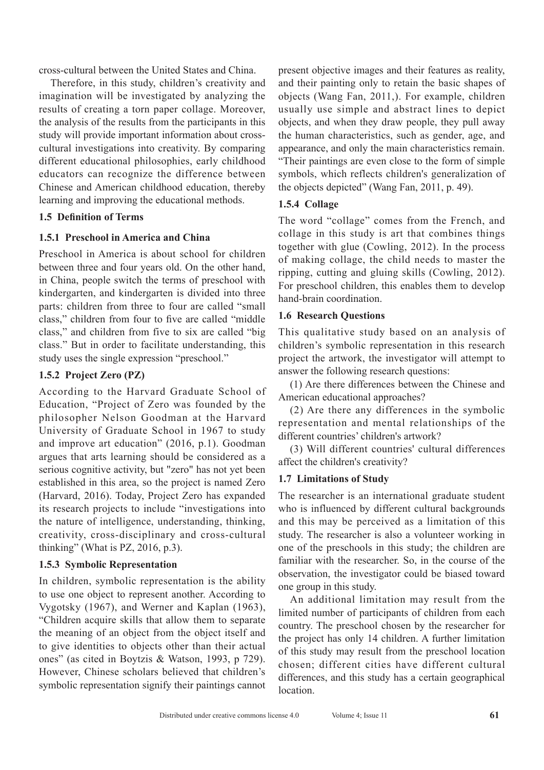cross-cultural between the United States and China.

Therefore, in this study, children's creativity and imagination will be investigated by analyzing the results of creating a torn paper collage. Moreover, the analysis of the results from the participants in this study will provide important information about cross-cultural investigations into creativity. By comparing different educational philosophies, early childhood educators can recognize the difference between Chinese and American childhood education, thereby learning and improving the educational methods.

### 1.5 Definition of Terms

#### 1.5.1 Preschool in America and China

Preschool in America is about school for children between three and four years old. On the other hand, in China, people switch the terms of preschool with kindergarten, and kindergarten is divided into three parts: children from three to four are called "small class," children from four to five are called "middle class," and children from five to six are called "big class." But in order to facilitate understanding, this study uses the single expression "preschool."

#### 1.5.2 Project Zero (PZ)

According to the Harvard Graduate School of Education, "Project of Zero was founded by the philosopher Nelson Goodman at the Harvard University of Graduate School in 1967 to study and improve art education" (2016, p.1). Goodman argues that arts learning should be considered as a serious cognitive activity, but "zero" has not yet been established in this area, so the project is named Zero (Harvard, 2016). Today, Project Zero has expanded its research projects to include "investigations into the nature of intelligence, understanding, thinking, creativity, cross-disciplinary and cross-cultural thinking" (What is PZ, 2016, p.3).

#### 1.5.3 Symbolic Representation

In children, symbolic representation is the ability to use one object to represent another. According to Vygotsky (1967), and Werner and Kaplan (1963), "Children acquire skills that allow them to separate the meaning of an object from the object itself and to give identities to objects other than their actual ones" (as cited in Boytzis & Watson, 1993, p 729). However, Chinese scholars believed that children's symbolic representation signify their paintings cannot present objective images and their features as reality, and their painting only to retain the basic shapes of objects (Wang Fan, 2011,). For example, children usually use simple and abstract lines to depict objects, and when they draw people, they pull away the human characteristics, such as gender, age, and appearance, and only the main characteristics remain. "Their paintings are even close to the form of simple symbols, which reflects children's generalization of the objects depicted" (Wang Fan, 2011, p. 49).

#### 1.5.4 Collage

The word "collage" comes from the French, and collage in this study is art that combines things together with glue (Cowling, 2012). In the process of making collage, the child needs to master the ripping, cutting and gluing skills (Cowling, 2012). For preschool children, this enables them to develop hand-brain coordination.

### 1.6 Research Questions

This qualitative study based on an analysis of children's symbolic representation in this research project the artwork, the investigator will attempt to answer the following research questions:

(1) Are there differences between the Chinese and American educational approaches?

(2) Are there any differences in the symbolic representation and mental relationships of the different countries' children's artwork?

(3) Will different countries' cultural differences affect the children's creativity?

### 1.7 Limitations of Study

The researcher is an international graduate student who is influenced by different cultural backgrounds and this may be perceived as a limitation of this study. The researcher is also a volunteer working in one of the preschools in this study; the children are familiar with the researcher. So, in the course of the observation, the investigator could be biased toward one group in this study.

An additional limitation may result from the limited number of participants of children from each country. The preschool chosen by the researcher for the project has only 14 children. A further limitation of this study may result from the preschool location chosen; different cities have different cultural differences, and this study has a certain geographical location.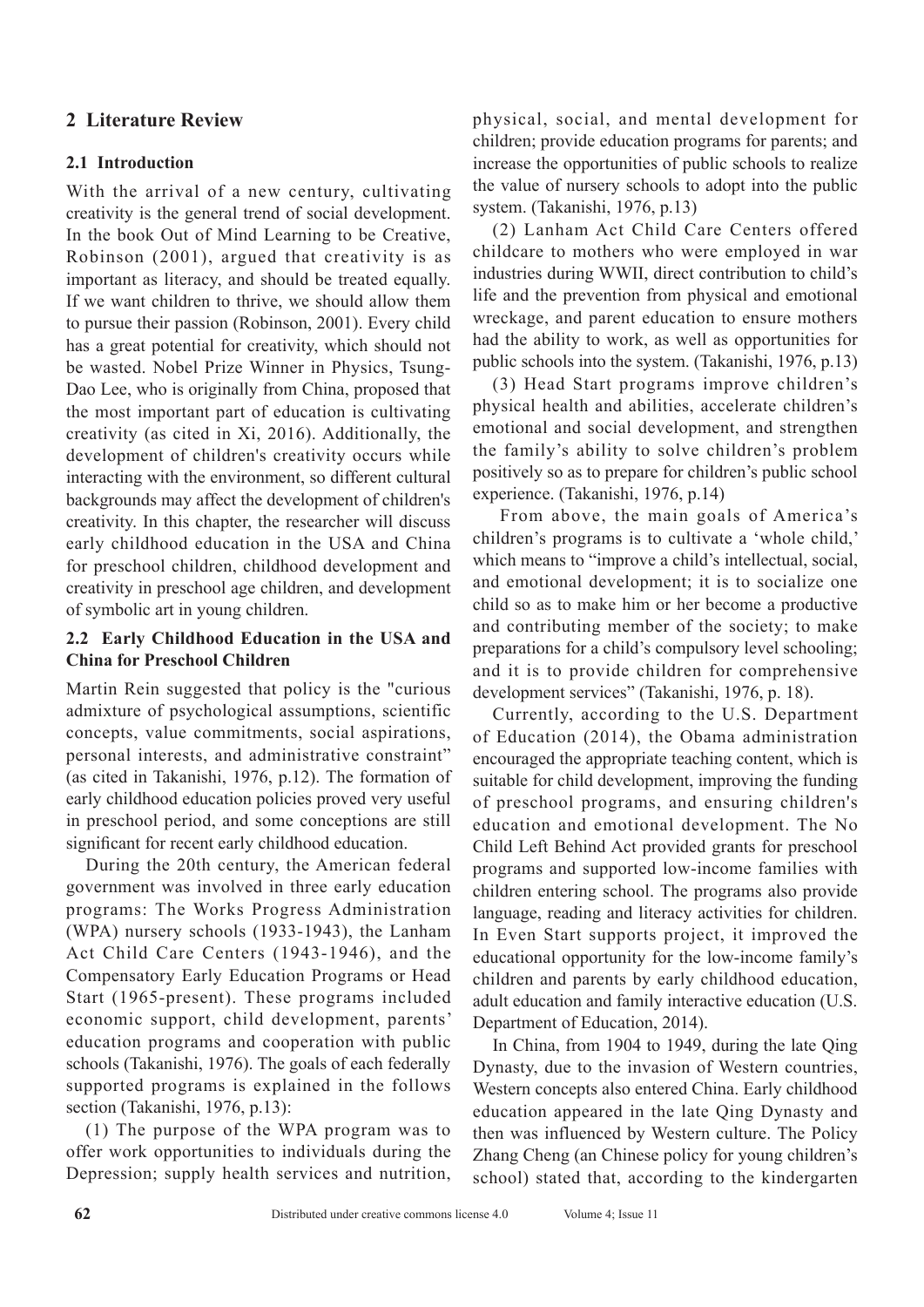## 2 Literature Review

### 2.1 Introduction

With the arrival of a new century, cultivating creativity is the general trend of social development. In the book Out of Mind Learning to be Creative, Robinson (2001), argued that creativity is as important as literacy, and should be treated equally. If we want children to thrive, we should allow them to pursue their passion (Robinson, 2001). Every child has a great potential for creativity, which should not be wasted. Nobel Prize Winner in Physics, Tsung-Dao Lee, who is originally from China, proposed that the most important part of education is cultivating creativity (as cited in Xi, 2016). Additionally, the development of children's creativity occurs while interacting with the environment, so different cultural backgrounds may affect the development of children's creativity. In this chapter, the researcher will discuss early childhood education in the USA and China for preschool children, childhood development and creativity in preschool age children, and development of symbolic art in young children.

### 2.2 Early Childhood Education in the USA and China for Preschool Children

Martin Rein suggested that policy is the "curious admixture of psychological assumptions, scientific concepts, value commitments, social aspirations, personal interests, and administrative constraint" (as cited in Takanishi, 1976, p.12). The formation of early childhood education policies proved very useful in preschool period, and some conceptions are still significant for recent early childhood education.

During the 20th century, the American federal government was involved in three early education programs: The Works Progress Administration (WPA) nursery schools (1933-1943), the Lanham Act Child Care Centers (1943-1946), and the Compensatory Early Education Programs or Head Start (1965-present). These programs included economic support, child development, parents' education programs and cooperation with public schools (Takanishi, 1976). The goals of each federally supported programs is explained in the follows section (Takanishi, 1976, p.13):

(1) The purpose of the WPA program was to offer work opportunities to individuals during the Depression; supply health services and nutrition, physical, social, and mental development for children; provide education programs for parents; and increase the opportunities of public schools to realize the value of nursery schools to adopt into the public system. (Takanishi, 1976, p.13)

(2) Lanham Act Child Care Centers offered childcare to mothers who were employed in war industries during WWII, direct contribution to child's life and the prevention from physical and emotional wreckage, and parent education to ensure mothers had the ability to work, as well as opportunities for public schools into the system. (Takanishi, 1976, p.13)

(3) Head Start programs improve children's physical health and abilities, accelerate children's emotional and social development, and strengthen the family's ability to solve children's problem positively so as to prepare for children's public school experience. (Takanishi, 1976, p.14)

From above, the main goals of America's children's programs is to cultivate a 'whole child,' which means to "improve a child's intellectual, social, and emotional development; it is to socialize one child so as to make him or her become a productive and contributing member of the society; to make preparations for a child's compulsory level schooling; and it is to provide children for comprehensive development services" (Takanishi, 1976, p. 18).

Currently, according to the U.S. Department of Education (2014), the Obama administration encouraged the appropriate teaching content, which is suitable for child development, improving the funding of preschool programs, and ensuring children's education and emotional development. The No Child Left Behind Act provided grants for preschool programs and supported low-income families with children entering school. The programs also provide language, reading and literacy activities for children. In Even Start supports project, it improved the educational opportunity for the low-income family's children and parents by early childhood education, adult education and family interactive education (U.S. Department of Education, 2014).

In China, from 1904 to 1949, during the late Qing Dynasty, due to the invasion of Western countries, Western concepts also entered China. Early childhood education appeared in the late Qing Dynasty and then was influenced by Western culture. The Policy Zhang Cheng (an Chinese policy for young children's school) stated that, according to the kindergarten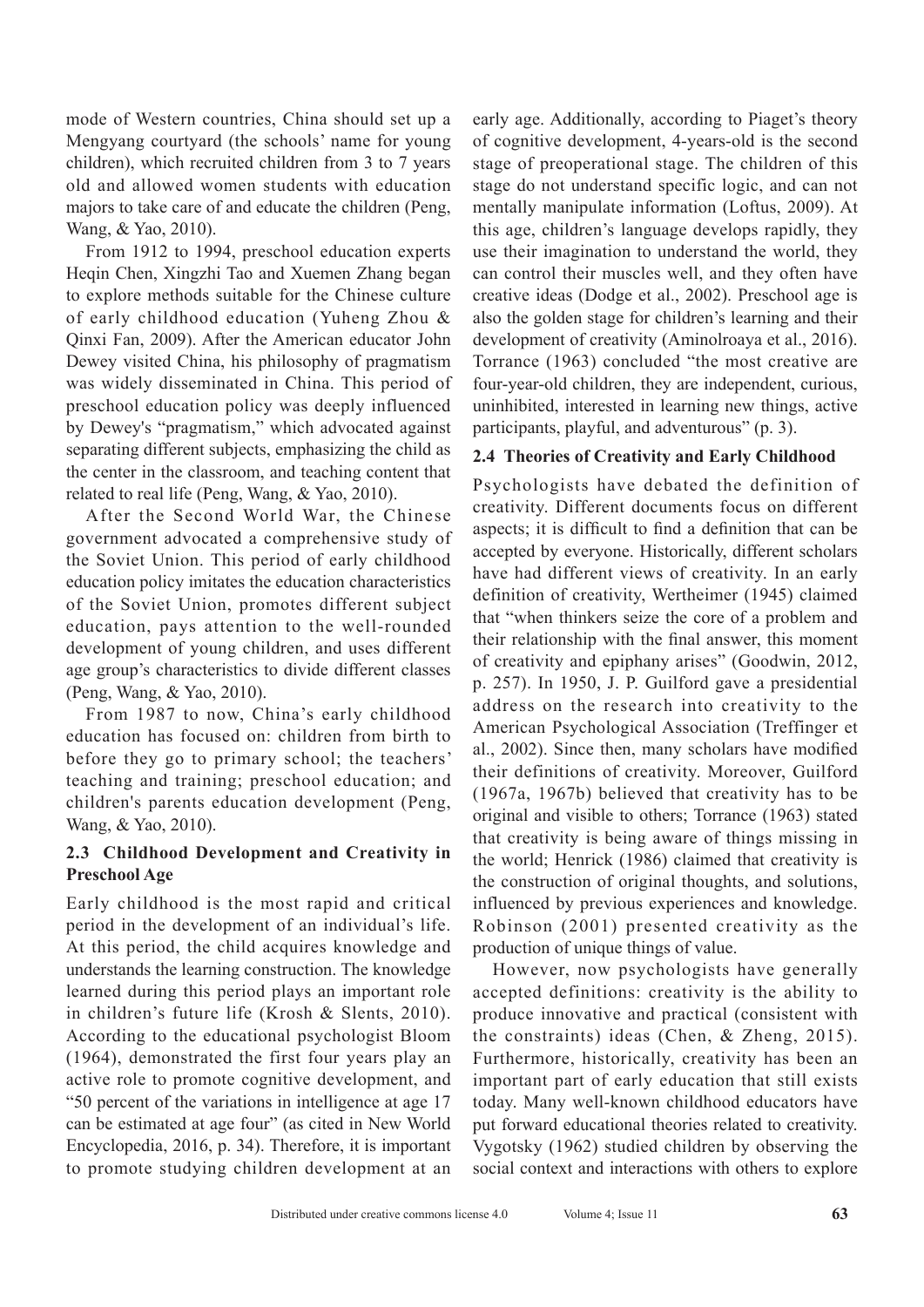mode of Western countries, China should set up a Mengyang courtyard (the schools' name for young children), which recruited children from 3 to 7 years old and allowed women students with education majors to take care of and educate the children (Peng, Wang, & Yao, 2010).

From 1912 to 1994, preschool education experts Heqin Chen, Xingzhi Tao and Xuemen Zhang began to explore methods suitable for the Chinese culture of early childhood education (Yuheng Zhou & Qinxi Fan, 2009). After the American educator John Dewey visited China, his philosophy of pragmatism was widely disseminated in China. This period of preschool education policy was deeply influenced by Dewey's "pragmatism," which advocated against separating different subjects, emphasizing the child as the center in the classroom, and teaching content that related to real life (Peng, Wang, & Yao, 2010).

After the Second World War, the Chinese government advocated a comprehensive study of the Soviet Union. This period of early childhood education policy imitates the education characteristics of the Soviet Union, promotes different subject education, pays attention to the well-rounded development of young children, and uses different age group's characteristics to divide different classes (Peng, Wang, & Yao, 2010).

From 1987 to now, China's early childhood education has focused on: children from birth to before they go to primary school; the teachers' teaching and training; preschool education; and children's parents education development (Peng, Wang, & Yao, 2010).

### 2.3 Childhood Development and Creativity in Preschool Age

Early childhood is the most rapid and critical period in the development of an individual's life. At this period, the child acquires knowledge and understands the learning construction. The knowledge learned during this period plays an important role in children's future life (Krosh & Slents, 2010). According to the educational psychologist Bloom (1964), demonstrated the first four years play an active role to promote cognitive development, and "50 percent of the variations in intelligence at age 17 can be estimated at age four" (as cited in New World Encyclopedia, 2016, p. 34). Therefore, it is important to promote studying children development at an early age. Additionally, according to Piaget's theory of cognitive development, 4-years-old is the second stage of preoperational stage. The children of this stage do not understand specific logic, and can not mentally manipulate information (Loftus, 2009). At this age, children's language develops rapidly, they use their imagination to understand the world, they can control their muscles well, and they often have creative ideas (Dodge et al., 2002). Preschool age is also the golden stage for children's learning and their development of creativity (Aminolroaya et al., 2016). Torrance (1963) concluded "the most creative are four-year-old children, they are independent, curious, uninhibited, interested in learning new things, active participants, playful, and adventurous" (p. 3).

### 2.4 Theories of Creativity and Early Childhood

Psychologists have debated the definition of creativity. Different documents focus on different aspects; it is difficult to find a definition that can be accepted by everyone. Historically, different scholars have had different views of creativity. In an early definition of creativity, Wertheimer (1945) claimed that "when thinkers seize the core of a problem and their relationship with the final answer, this moment of creativity and epiphany arises" (Goodwin, 2012, p. 257). In 1950, J. P. Guilford gave a presidential address on the research into creativity to the American Psychological Association (Treffinger et al., 2002). Since then, many scholars have modified their definitions of creativity. Moreover, Guilford (1967a, 1967b) believed that creativity has to be original and visible to others; Torrance (1963) stated that creativity is being aware of things missing in the world; Henrick (1986) claimed that creativity is the construction of original thoughts, and solutions, influenced by previous experiences and knowledge. Robinson (2001) presented creativity as the production of unique things of value.

However, now psychologists have generally accepted definitions: creativity is the ability to produce innovative and practical (consistent with the constraints) ideas (Chen, & Zheng, 2015). Furthermore, historically, creativity has been an important part of early education that still exists today. Many well-known childhood educators have put forward educational theories related to creativity. Vygotsky (1962) studied children by observing the social context and interactions with others to explore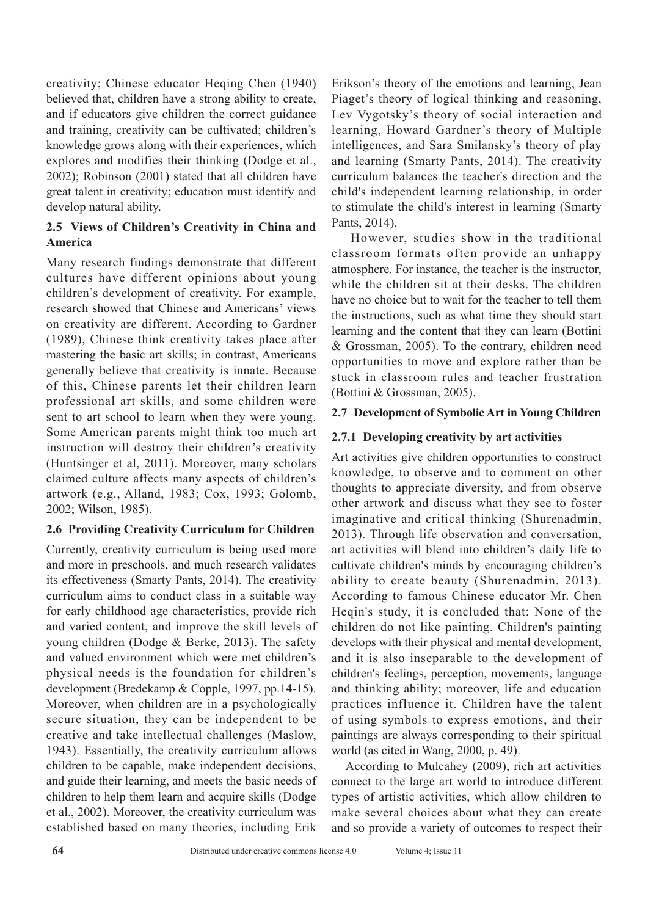creativity; Chinese educator Heqing Chen (1940) believed that, children have a strong ability to create, and if educators give children the correct guidance and training, creativity can be cultivated; children's knowledge grows along with their experiences, which explores and modifies their thinking (Dodge et al., 2002); Robinson (2001) stated that all children have great talent in creativity; education must identify and develop natural ability.

## 2.5 Views of Children's Creativity in China and America

Many research findings demonstrate that different cultures have different opinions about young children's development of creativity. For example, research showed that Chinese and Americans' views on creativity are different. According to Gardner (1989), Chinese think creativity takes place after mastering the basic art skills; in contrast, Americans generally believe that creativity is innate. Because of this, Chinese parents let their children learn professional art skills, and some children were sent to art school to learn when they were young. Some American parents might think too much art instruction will destroy their children's creativity (Huntsinger et al, 2011). Moreover, many scholars claimed culture affects many aspects of children's artwork (e.g., Alland, 1983; Cox, 1993; Golomb, 2002; Wilson, 1985).

## 2.6 Providing Creativity Curriculum for Children

Currently, creativity curriculum is being used more and more in preschools, and much research validates its effectiveness (Smarty Pants, 2014). The creativity curriculum aims to conduct class in a suitable way for early childhood age characteristics, provide rich and varied content, and improve the skill levels of young children (Dodge & Berke, 2013). The safety and valued environment which were met children's physical needs is the foundation for children's development (Bredekamp & Copple, 1997, pp.14-15). Moreover, when children are in a psychologically secure situation, they can be independent to be creative and take intellectual challenges (Maslow, 1943). Essentially, the creativity curriculum allows children to be capable, make independent decisions, and guide their learning, and meets the basic needs of children to help them learn and acquire skills (Dodge et al., 2002). Moreover, the creativity curriculum was established based on many theories, including Erik Erikson's theory of the emotions and learning, Jean Piaget's theory of logical thinking and reasoning, Lev Vygotsky's theory of social interaction and learning, Howard Gardner's theory of Multiple intelligences, and Sara Smilansky's theory of play and learning (Smarty Pants, 2014). The creativity curriculum balances the teacher's direction and the child's independent learning relationship, in order to stimulate the child's interest in learning (Smarty Pants, 2014).

However, studies show in the traditional classroom formats often provide an unhappy atmosphere. For instance, the teacher is the instructor, while the children sit at their desks. The children have no choice but to wait for the teacher to tell them the instructions, such as what time they should start learning and the content that they can learn (Bottini & Grossman, 2005). To the contrary, children need opportunities to move and explore rather than be stuck in classroom rules and teacher frustration (Bottini & Grossman, 2005).

## 2.7 Development of Symbolic Art in Young Children

### 2.7.1 Developing creativity by art activities

Art activities give children opportunities to construct knowledge, to observe and to comment on other thoughts to appreciate diversity, and from observe other artwork and discuss what they see to foster imaginative and critical thinking (Shurenadmin, 2013). Through life observation and conversation, art activities will blend into children's daily life to cultivate children's minds by encouraging children's ability to create beauty (Shurenadmin, 2013). According to famous Chinese educator Mr. Chen Heqin's study, it is concluded that: None of the children do not like painting. Children's painting develops with their physical and mental development, and it is also inseparable to the development of children's feelings, perception, movements, language and thinking ability; moreover, life and education practices influence it. Children have the talent of using symbols to express emotions, and their paintings are always corresponding to their spiritual world (as cited in Wang, 2000, p. 49).

According to Mulcahey (2009), rich art activities connect to the large art world to introduce different types of artistic activities, which allow children to make several choices about what they can create and so provide a variety of outcomes to respect their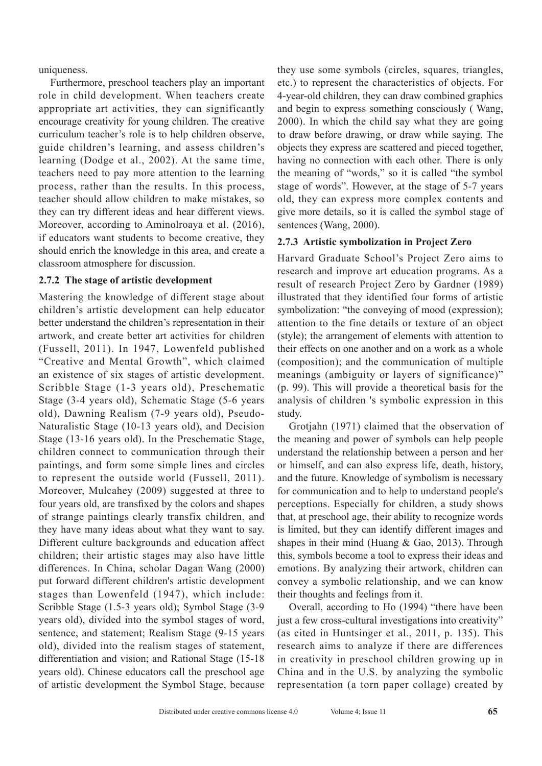uniqueness.

Furthermore, preschool teachers play an important role in child development. When teachers create appropriate art activities, they can significantly encourage creativity for young children. The creative curriculum teacher's role is to help children observe, guide children's learning, and assess children's learning (Dodge et al., 2002). At the same time, teachers need to pay more attention to the learning process, rather than the results. In this process, teacher should allow children to make mistakes, so they can try different ideas and hear different views. Moreover, according to Aminolroaya et al. (2016), if educators want students to become creative, they should enrich the knowledge in this area, and create a classroom atmosphere for discussion.

### 2.7.2 The stage of artistic development

Mastering the knowledge of different stage about children's artistic development can help educator better understand the children's representation in their artwork, and create better art activities for children (Fussell, 2011). In 1947, Lowenfeld published "Creative and Mental Growth", which claimed an existence of six stages of artistic development. Scribble Stage (1-3 years old), Preschematic Stage (3-4 years old), Schematic Stage (5-6 years old), Dawning Realism (7-9 years old), Pseudo-Naturalistic Stage (10-13 years old), and Decision Stage (13-16 years old). In the Preschematic Stage, children connect to communication through their paintings, and form some simple lines and circles to represent the outside world (Fussell, 2011). Moreover, Mulcahey (2009) suggested at three to four years old, are transfixed by the colors and shapes of strange paintings clearly transfix children, and they have many ideas about what they want to say. Different culture backgrounds and education affect children; their artistic stages may also have little differences. In China, scholar Dagan Wang (2000) put forward different children's artistic development stages than Lowenfeld (1947), which include: Scribble Stage (1.5-3 years old); Symbol Stage (3-9 years old), divided into the symbol stages of word, sentence, and statement; Realism Stage (9-15 years old), divided into the realism stages of statement, differentiation and vision; and Rational Stage (15-18 years old). Chinese educators call the preschool age of artistic development the Symbol Stage, because they use some symbols (circles, squares, triangles, etc.) to represent the characteristics of objects. For 4-year-old children, they can draw combined graphics and begin to express something consciously ( Wang, 2000). In which the child say what they are going to draw before drawing, or draw while saying. The objects they express are scattered and pieced together, having no connection with each other. There is only the meaning of "words," so it is called "the symbol stage of words". However, at the stage of 5-7 years old, they can express more complex contents and give more details, so it is called the symbol stage of sentences (Wang, 2000).

### 2.7.3 Artistic symbolization in Project Zero

Harvard Graduate School's Project Zero aims to research and improve art education programs. As a result of research Project Zero by Gardner (1989) illustrated that they identified four forms of artistic symbolization: "the conveying of mood (expression); attention to the fine details or texture of an object (style); the arrangement of elements with attention to their effects on one another and on a work as a whole (composition); and the communication of multiple meanings (ambiguity or layers of significance)" (p. 99). This will provide a theoretical basis for the analysis of children 's symbolic expression in this study.

Grotjahn (1971) claimed that the observation of the meaning and power of symbols can help people understand the relationship between a person and her or himself, and can also express life, death, history, and the future. Knowledge of symbolism is necessary for communication and to help to understand people's perceptions. Especially for children, a study shows that, at preschool age, their ability to recognize words is limited, but they can identify different images and shapes in their mind (Huang & Gao, 2013). Through this, symbols become a tool to express their ideas and emotions. By analyzing their artwork, children can convey a symbolic relationship, and we can know their thoughts and feelings from it.

Overall, according to Ho (1994) "there have been just a few cross-cultural investigations into creativity" (as cited in Huntsinger et al., 2011, p. 135). This research aims to analyze if there are differences in creativity in preschool children growing up in China and in the U.S. by analyzing the symbolic representation (a torn paper collage) created by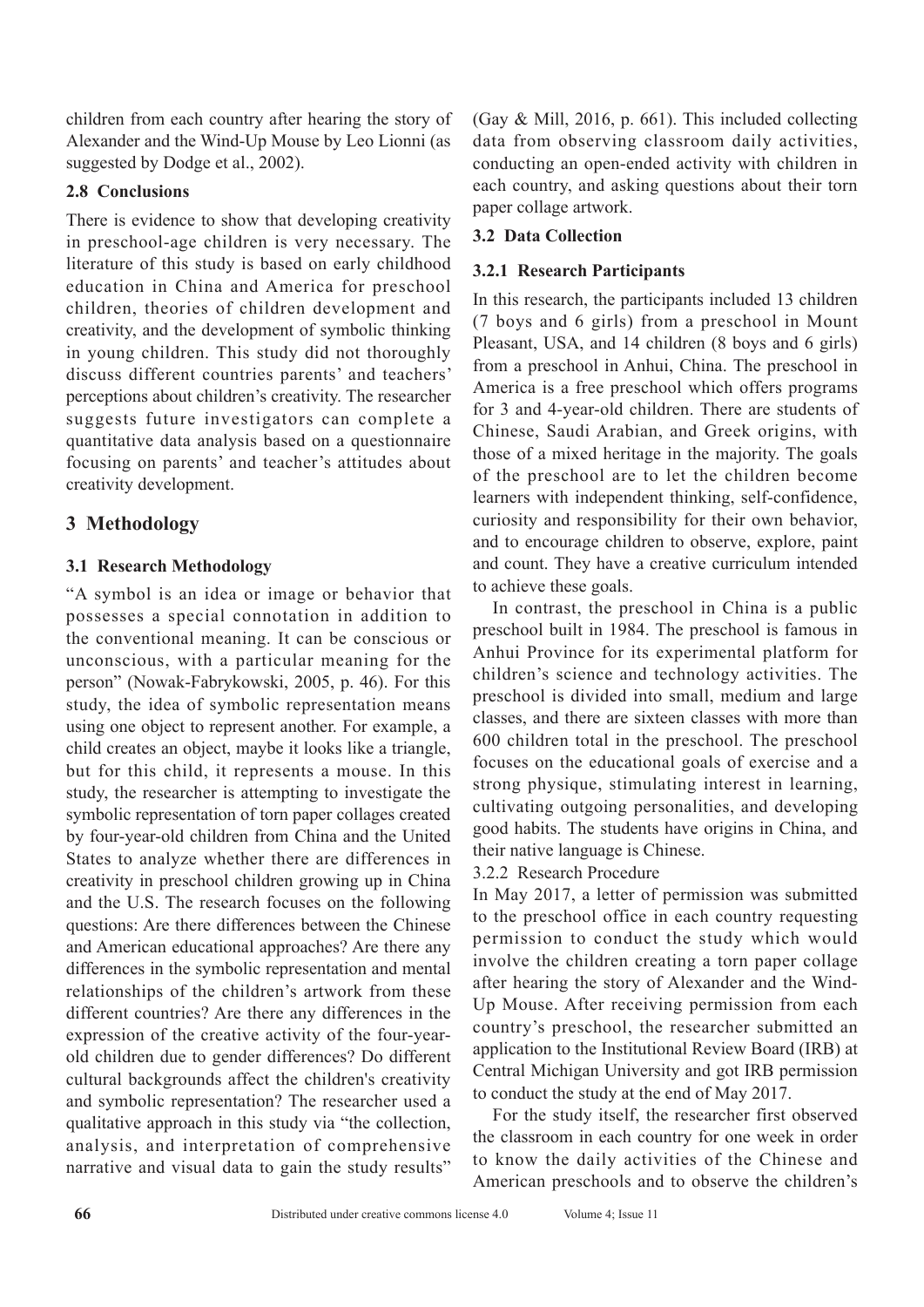children from each country after hearing the story of Alexander and the Wind-Up Mouse by Leo Lionni (as suggested by Dodge et al., 2002).

### 2.8 Conclusions

There is evidence to show that developing creativity in preschool-age children is very necessary. The literature of this study is based on early childhood education in China and America for preschool children, theories of children development and creativity, and the development of symbolic thinking in young children. This study did not thoroughly discuss different countries parents' and teachers' perceptions about children's creativity. The researcher suggests future investigators can complete a quantitative data analysis based on a questionnaire focusing on parents' and teacher's attitudes about creativity development.

## 3 Methodology

### 3.1 Research Methodology

"A symbol is an idea or image or behavior that possesses a special connotation in addition to the conventional meaning. It can be conscious or unconscious, with a particular meaning for the person" (Nowak-Fabrykowski, 2005, p. 46). For this study, the idea of symbolic representation means using one object to represent another. For example, a child creates an object, maybe it looks like a triangle, but for this child, it represents a mouse. In this study, the researcher is attempting to investigate the symbolic representation of torn paper collages created by four-year-old children from China and the United States to analyze whether there are differences in creativity in preschool children growing up in China and the U.S. The research focuses on the following questions: Are there differences between the Chinese and American educational approaches? Are there any differences in the symbolic representation and mental relationships of the children's artwork from these different countries? Are there any differences in the expression of the creative activity of the four-year-old children due to gender differences? Do different cultural backgrounds affect the children's creativity and symbolic representation? The researcher used a qualitative approach in this study via "the collection, analysis, and interpretation of comprehensive narrative and visual data to gain the study results" (Gay & Mill, 2016, p. 661). This included collecting data from observing classroom daily activities, conducting an open-ended activity with children in each country, and asking questions about their torn paper collage artwork.

### 3.2 Data Collection

#### 3.2.1 Research Participants

In this research, the participants included 13 children (7 boys and 6 girls) from a preschool in Mount Pleasant, USA, and 14 children (8 boys and 6 girls) from a preschool in Anhui, China. The preschool in America is a free preschool which offers programs for 3 and 4-year-old children. There are students of Chinese, Saudi Arabian, and Greek origins, with those of a mixed heritage in the majority. The goals of the preschool are to let the children become learners with independent thinking, self-confidence, curiosity and responsibility for their own behavior, and to encourage children to observe, explore, paint and count. They have a creative curriculum intended to achieve these goals.

In contrast, the preschool in China is a public preschool built in 1984. The preschool is famous in Anhui Province for its experimental platform for children's science and technology activities. The preschool is divided into small, medium and large classes, and there are sixteen classes with more than 600 children total in the preschool. The preschool focuses on the educational goals of exercise and a strong physique, stimulating interest in learning, cultivating outgoing personalities, and developing good habits. The students have origins in China, and their native language is Chinese.

#### 3.2.2 Research Procedure

In May 2017, a letter of permission was submitted to the preschool office in each country requesting permission to conduct the study which would involve the children creating a torn paper collage after hearing the story of Alexander and the Wind-Up Mouse. After receiving permission from each country's preschool, the researcher submitted an application to the Institutional Review Board (IRB) at Central Michigan University and got IRB permission to conduct the study at the end of May 2017.

For the study itself, the researcher first observed the classroom in each country for one week in order to know the daily activities of the Chinese and American preschools and to observe the children's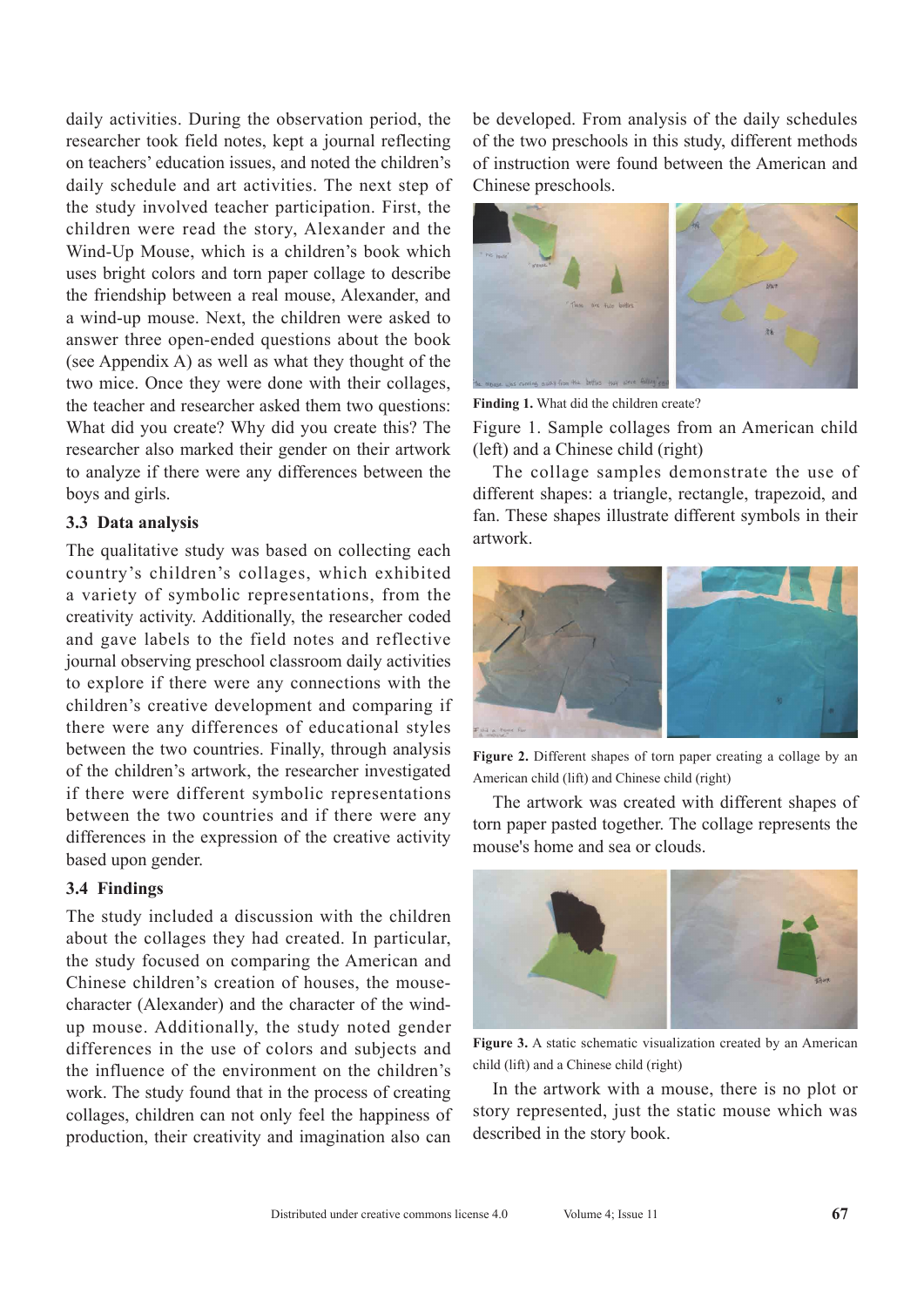daily activities. During the observation period, the researcher took field notes, kept a journal reflecting on teachers' education issues, and noted the children's daily schedule and art activities. The next step of the study involved teacher participation. First, the children were read the story, Alexander and the Wind-Up Mouse, which is a children's book which uses bright colors and torn paper collage to describe the friendship between a real mouse, Alexander, and a wind-up mouse. Next, the children were asked to answer three open-ended questions about the book (see Appendix A) as well as what they thought of the two mice. Once they were done with their collages, the teacher and researcher asked them two questions: What did you create? Why did you create this? The researcher also marked their gender on their artwork to analyze if there were any differences between the boys and girls.

### 3.3 Data analysis

The qualitative study was based on collecting each country's children's collages, which exhibited a variety of symbolic representations, from the creativity activity. Additionally, the researcher coded and gave labels to the field notes and reflective journal observing preschool classroom daily activities to explore if there were any connections with the children's creative development and comparing if there were any differences of educational styles between the two countries. Finally, through analysis of the children's artwork, the researcher investigated if there were different symbolic representations between the two countries and if there were any differences in the expression of the creative activity based upon gender.

### 3.4 Findings

The study included a discussion with the children about the collages they had created. In particular, the study focused on comparing the American and Chinese children's creation of houses, the mouse-character (Alexander) and the character of the wind-up mouse. Additionally, the study noted gender differences in the use of colors and subjects and the influence of the environment on the children's work. The study found that in the process of creating collages, children can not only feel the happiness of production, their creativity and imagination also can be developed. From analysis of the daily schedules of the two preschools in this study, different methods of instruction were found between the American and Chinese preschools.

**Finding 1.** What did the children create?

Figure 1. Sample collages from an American child (left) and a Chinese child (right)

The collage samples demonstrate the use of different shapes: a triangle, rectangle, trapezoid, and fan. These shapes illustrate different symbols in their artwork.

**Figure 2.** Different shapes of torn paper creating a collage by an American child (lift) and Chinese child (right)

The artwork was created with different shapes of torn paper pasted together. The collage represents the mouse's home and sea or clouds.

**Figure 3.** A static schematic visualization created by an American child (lift) and a Chinese child (right)

In the artwork with a mouse, there is no plot or story represented, just the static mouse which was described in the story book.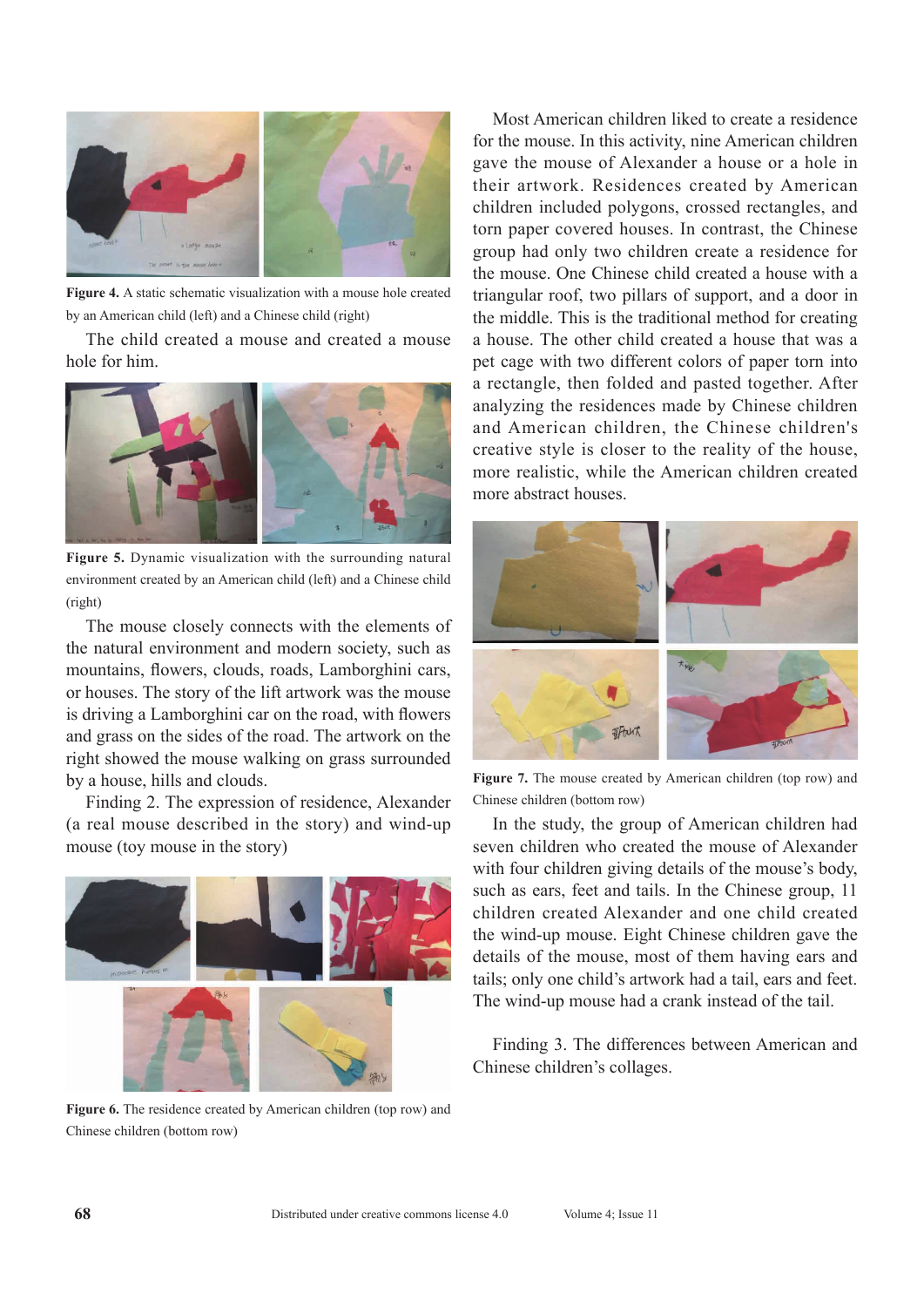**Figure 4.** A static schematic visualization with a mouse hole created by an American child (left) and a Chinese child (right)

The child created a mouse and created a mouse hole for him.

**Figure 5.** Dynamic visualization with the surrounding natural environment created by an American child (left) and a Chinese child (right)

The mouse closely connects with the elements of the natural environment and modern society, such as mountains, flowers, clouds, roads, Lamborghini cars, or houses. The story of the lift artwork was the mouse is driving a Lamborghini car on the road, with flowers and grass on the sides of the road. The artwork on the right showed the mouse walking on grass surrounded by a house, hills and clouds.

Finding 2. The expression of residence, Alexander (a real mouse described in the story) and wind-up mouse (toy mouse in the story)

**Figure 6.** The residence created by American children (top row) and Chinese children (bottom row)

Most American children liked to create a residence for the mouse. In this activity, nine American children gave the mouse of Alexander a house or a hole in their artwork. Residences created by American children included polygons, crossed rectangles, and torn paper covered houses. In contrast, the Chinese group had only two children create a residence for the mouse. One Chinese child created a house with a triangular roof, two pillars of support, and a door in the middle. This is the traditional method for creating a house. The other child created a house that was a pet cage with two different colors of paper torn into a rectangle, then folded and pasted together. After analyzing the residences made by Chinese children and American children, the Chinese children's creative style is closer to the reality of the house, more realistic, while the American children created more abstract houses.

**Figure 7.** The mouse created by American children (top row) and Chinese children (bottom row)

In the study, the group of American children had seven children who created the mouse of Alexander with four children giving details of the mouse's body, such as ears, feet and tails. In the Chinese group, 11 children created Alexander and one child created the wind-up mouse. Eight Chinese children gave the details of the mouse, most of them having ears and tails; only one child's artwork had a tail, ears and feet. The wind-up mouse had a crank instead of the tail.

Finding 3. The differences between American and Chinese children's collages.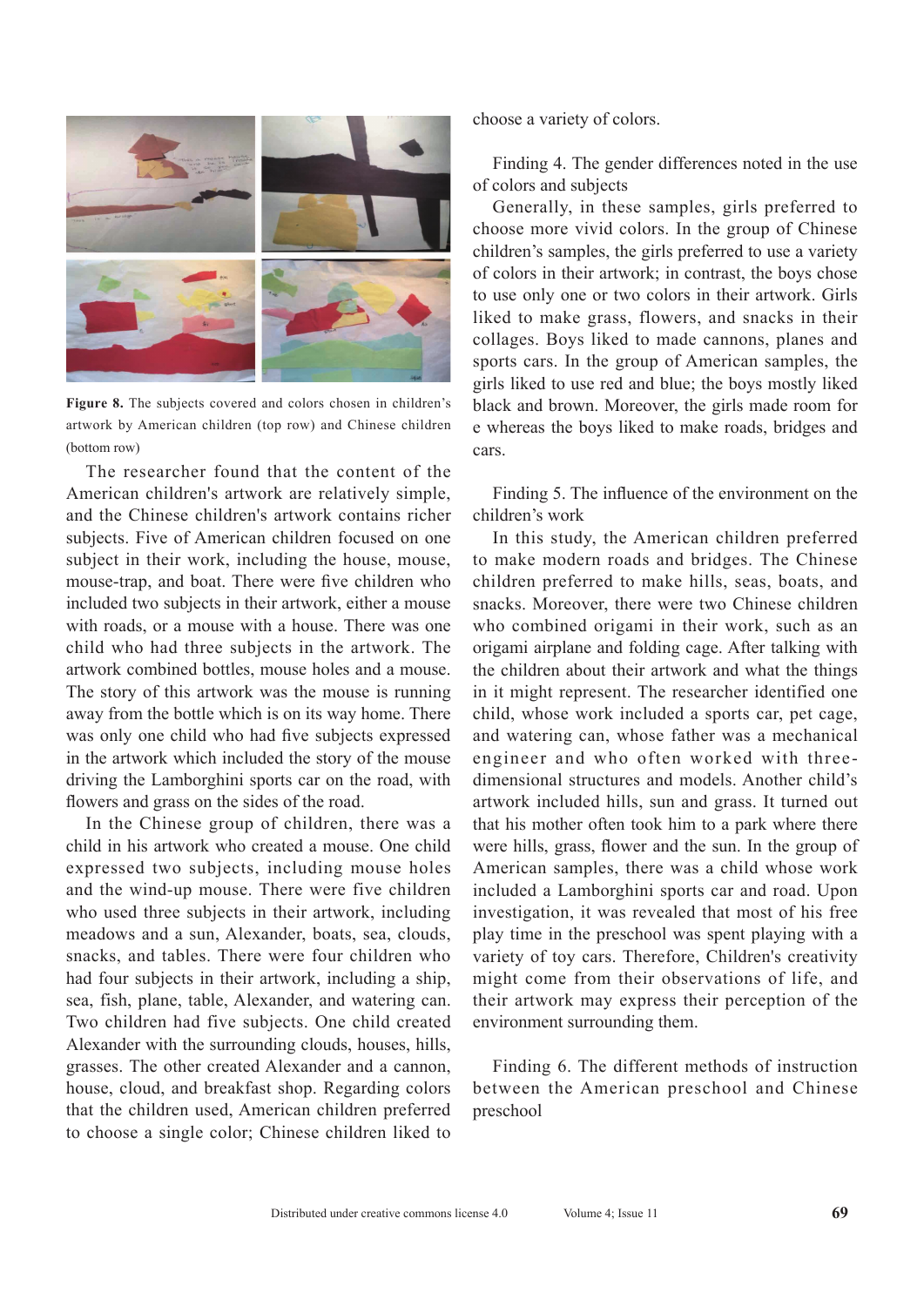Figure 8. The subjects covered and colors chosen in children's artwork by American children (top row) and Chinese children (bottom row)

The researcher found that the content of the American children's artwork are relatively simple, and the Chinese children's artwork contains richer subjects. Five of American children focused on one subject in their work, including the house, mouse, mouse-trap, and boat. There were five children who included two subjects in their artwork, either a mouse with roads, or a mouse with a house. There was one child who had three subjects in the artwork. The artwork combined bottles, mouse holes and a mouse. The story of this artwork was the mouse is running away from the bottle which is on its way home. There was only one child who had five subjects expressed in the artwork which included the story of the mouse driving the Lamborghini sports car on the road, with flowers and grass on the sides of the road.

In the Chinese group of children, there was a child in his artwork who created a mouse. One child expressed two subjects, including mouse holes and the wind-up mouse. There were five children who used three subjects in their artwork, including meadows and a sun, Alexander, boats, sea, clouds, snacks, and tables. There were four children who had four subjects in their artwork, including a ship, sea, fish, plane, table, Alexander, and watering can. Two children had five subjects. One child created Alexander with the surrounding clouds, houses, hills, grasses. The other created Alexander and a cannon, house, cloud, and breakfast shop. Regarding colors that the children used, American children preferred to choose a single color; Chinese children liked to choose a variety of colors.

Finding 4. The gender differences noted in the use of colors and subjects

Generally, in these samples, girls preferred to choose more vivid colors. In the group of Chinese children's samples, the girls preferred to use a variety of colors in their artwork; in contrast, the boys chose to use only one or two colors in their artwork. Girls liked to make grass, flowers, and snacks in their collages. Boys liked to made cannons, planes and sports cars. In the group of American samples, the girls liked to use red and blue; the boys mostly liked black and brown. Moreover, the girls made room for e whereas the boys liked to make roads, bridges and cars.

Finding 5. The influence of the environment on the children's work

In this study, the American children preferred to make modern roads and bridges. The Chinese children preferred to make hills, seas, boats, and snacks. Moreover, there were two Chinese children who combined origami in their work, such as an origami airplane and folding cage. After talking with the children about their artwork and what the things in it might represent. The researcher identified one child, whose work included a sports car, pet cage, and watering can, whose father was a mechanical engineer and who often worked with three-dimensional structures and models. Another child's artwork included hills, sun and grass. It turned out that his mother often took him to a park where there were hills, grass, flower and the sun. In the group of American samples, there was a child whose work included a Lamborghini sports car and road. Upon investigation, it was revealed that most of his free play time in the preschool was spent playing with a variety of toy cars. Therefore, Children's creativity might come from their observations of life, and their artwork may express their perception of the environment surrounding them.

Finding 6. The different methods of instruction between the American preschool and Chinese preschool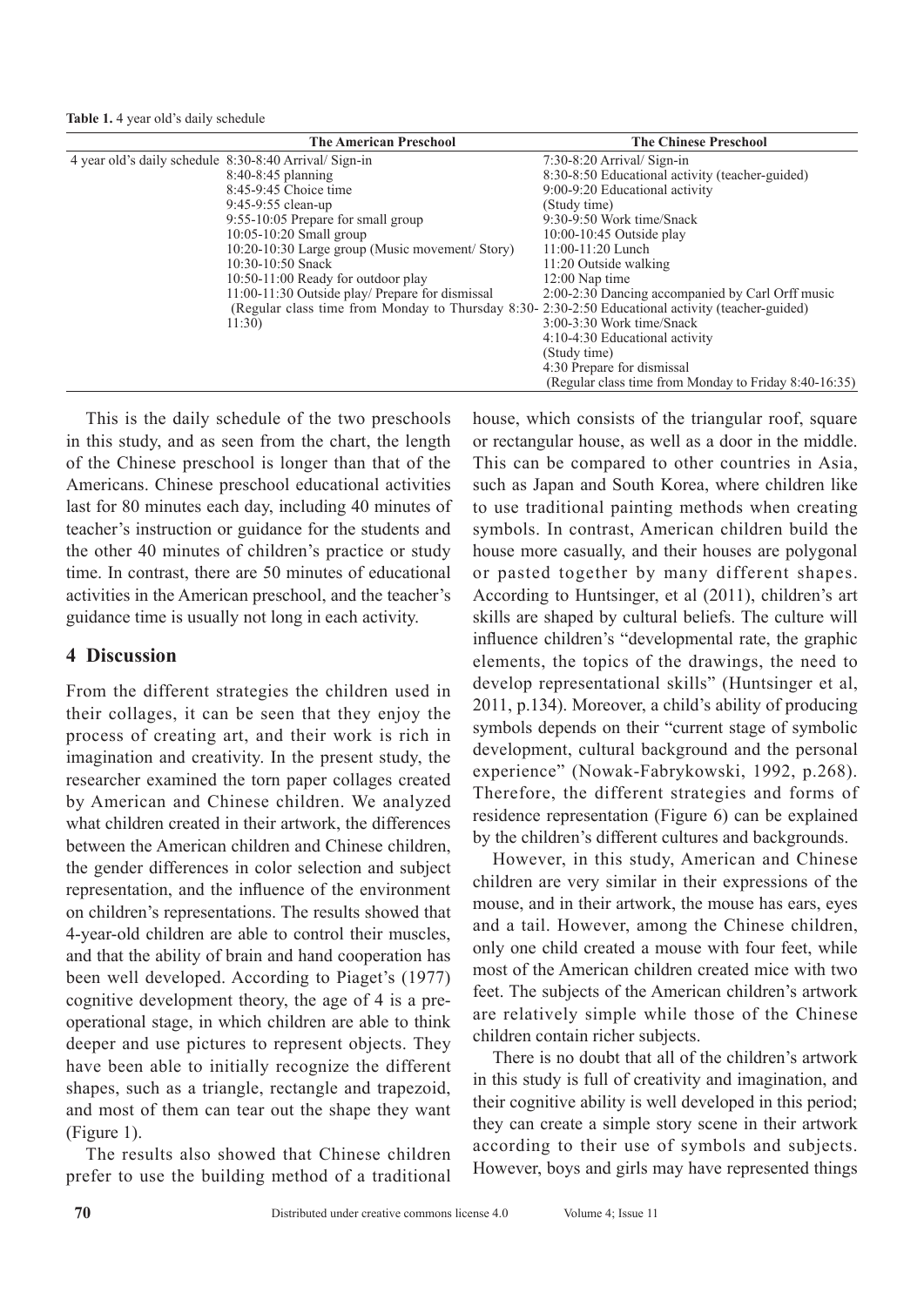**Table 1.** 4 year old's daily schedule

| | The American Preschool | The Chinese Preschool |
|---|---|---|
| 4 year old's daily schedule | 8:30-8:40 Arrival/ Sign-in | 7:30-8:20 Arrival/ Sign-in |
| | 8:40-8:45 planning | 8:30-8:50 Educational activity (teacher-guided) |
| | 8:45-9:45 Choice time | 9:00-9:20 Educational activity (Study time) |
| | 9:45-9:55 clean-up | 9:30-9:50 Work time/Snack |
| | 9:55-10:05 Prepare for small group | 10:00-10:45 Outside play |
| | 10:05-10:20 Small group | 11:00-11:20 Lunch |
| | 10:20-10:30 Large group (Music movement/ Story) | 11:20 Outside walking |
| | 10:30-10:50 Snack | 12:00 Nap time |
| | 10:50-11:00 Ready for outdoor play | 2:00-2:30 Dancing accompanied by Carl Orff music |
| | 11:00-11:30 Outside play/ Prepare for dismissal | 2:30-2:50 Educational activity (teacher-guided) |
| | (Regular class time from Monday to Thursday 8:30-11:30) | 3:00-3:30 Work time/Snack |
| | | 4:10-4:30 Educational activity (Study time) |
| | | 4:30 Prepare for dismissal |
| | | (Regular class time from Monday to Friday 8:40-16:35) |

This is the daily schedule of the two preschools in this study, and as seen from the chart, the length of the Chinese preschool is longer than that of the Americans. Chinese preschool educational activities last for 80 minutes each day, including 40 minutes of teacher's instruction or guidance for the students and the other 40 minutes of children's practice or study time. In contrast, there are 50 minutes of educational activities in the American preschool, and the teacher's guidance time is usually not long in each activity.

## 4 Discussion

From the different strategies the children used in their collages, it can be seen that they enjoy the process of creating art, and their work is rich in imagination and creativity. In the present study, the researcher examined the torn paper collages created by American and Chinese children. We analyzed what children created in their artwork, the differences between the American children and Chinese children, the gender differences in color selection and subject representation, and the influence of the environment on children's representations. The results showed that 4-year-old children are able to control their muscles, and that the ability of brain and hand cooperation has been well developed. According to Piaget's (1977) cognitive development theory, the age of 4 is a pre-operational stage, in which children are able to think deeper and use pictures to represent objects. They have been able to initially recognize the different shapes, such as a triangle, rectangle and trapezoid, and most of them can tear out the shape they want (Figure 1).

The results also showed that Chinese children prefer to use the building method of a traditional house, which consists of the triangular roof, square or rectangular house, as well as a door in the middle. This can be compared to other countries in Asia, such as Japan and South Korea, where children like to use traditional painting methods when creating symbols. In contrast, American children build the house more casually, and their houses are polygonal or pasted together by many different shapes. According to Huntsinger, et al (2011), children's art skills are shaped by cultural beliefs. The culture will influence children's "developmental rate, the graphic elements, the topics of the drawings, the need to develop representational skills" (Huntsinger et al, 2011, p.134). Moreover, a child's ability of producing symbols depends on their "current stage of symbolic development, cultural background and the personal experience" (Nowak-Fabrykowski, 1992, p.268). Therefore, the different strategies and forms of residence representation (Figure 6) can be explained by the children's different cultures and backgrounds.

However, in this study, American and Chinese children are very similar in their expressions of the mouse, and in their artwork, the mouse has ears, eyes and a tail. However, among the Chinese children, only one child created a mouse with four feet, while most of the American children created mice with two feet. The subjects of the American children's artwork are relatively simple while those of the Chinese children contain richer subjects.

There is no doubt that all of the children's artwork in this study is full of creativity and imagination, and their cognitive ability is well developed in this period; they can create a simple story scene in their artwork according to their use of symbols and subjects. However, boys and girls may have represented things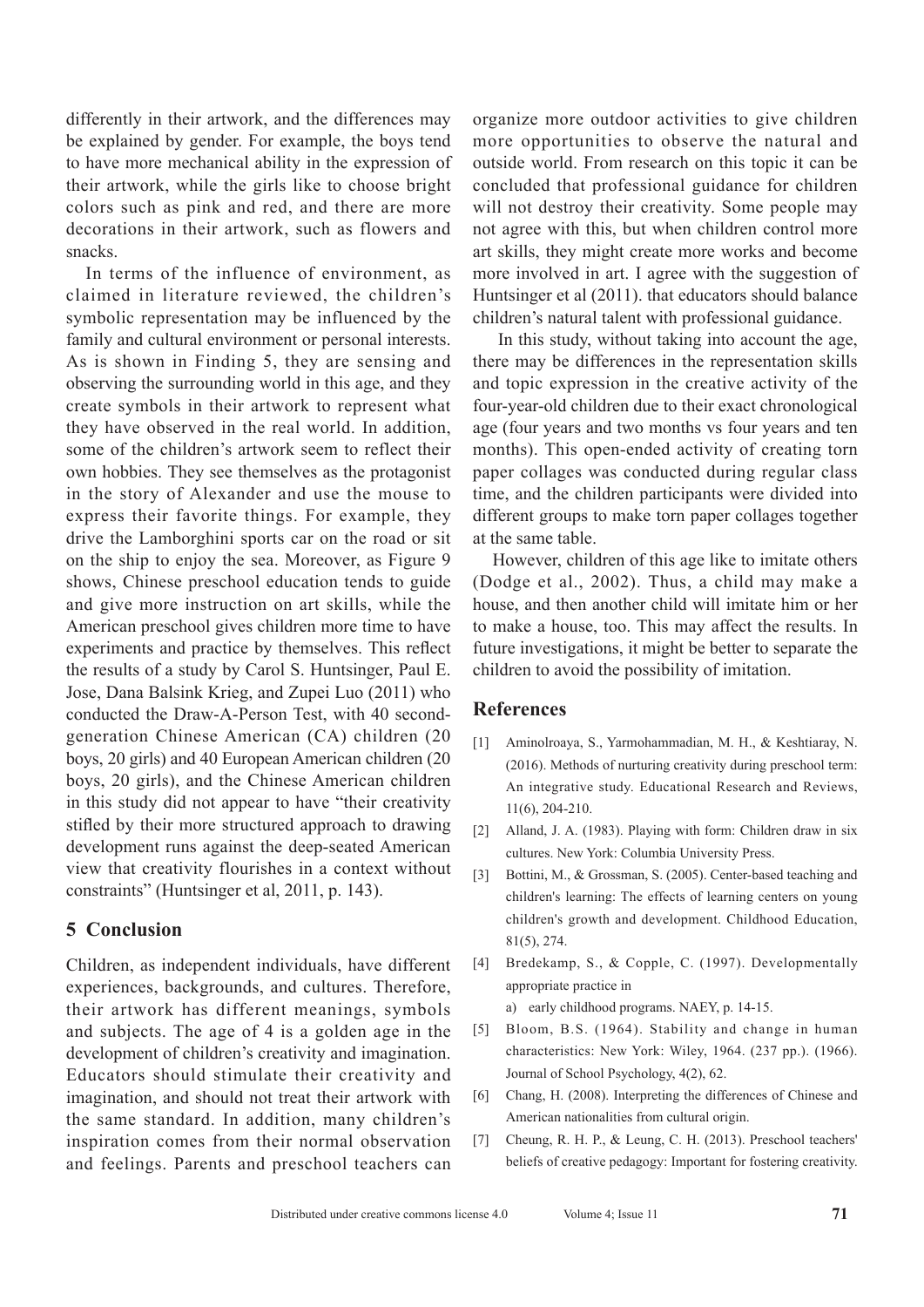differently in their artwork, and the differences may be explained by gender. For example, the boys tend to have more mechanical ability in the expression of their artwork, while the girls like to choose bright colors such as pink and red, and there are more decorations in their artwork, such as flowers and snacks.

In terms of the influence of environment, as claimed in literature reviewed, the children's symbolic representation may be influenced by the family and cultural environment or personal interests. As is shown in Finding 5, they are sensing and observing the surrounding world in this age, and they create symbols in their artwork to represent what they have observed in the real world. In addition, some of the children's artwork seem to reflect their own hobbies. They see themselves as the protagonist in the story of Alexander and use the mouse to express their favorite things. For example, they drive the Lamborghini sports car on the road or sit on the ship to enjoy the sea. Moreover, as Figure 9 shows, Chinese preschool education tends to guide and give more instruction on art skills, while the American preschool gives children more time to have experiments and practice by themselves. This reflect the results of a study by Carol S. Huntsinger, Paul E. Jose, Dana Balsink Krieg, and Zupei Luo (2011) who conducted the Draw-A-Person Test, with 40 second-generation Chinese American (CA) children (20 boys, 20 girls) and 40 European American children (20 boys, 20 girls), and the Chinese American children in this study did not appear to have "their creativity stifled by their more structured approach to drawing development runs against the deep-seated American view that creativity flourishes in a context without constraints" (Huntsinger et al, 2011, p. 143).

## 5 Conclusion

Children, as independent individuals, have different experiences, backgrounds, and cultures. Therefore, their artwork has different meanings, symbols and subjects. The age of 4 is a golden age in the development of children's creativity and imagination. Educators should stimulate their creativity and imagination, and should not treat their artwork with the same standard. In addition, many children's inspiration comes from their normal observation and feelings. Parents and preschool teachers can organize more outdoor activities to give children more opportunities to observe the natural and outside world. From research on this topic it can be concluded that professional guidance for children will not destroy their creativity. Some people may not agree with this, but when children control more art skills, they might create more works and become more involved in art. I agree with the suggestion of Huntsinger et al (2011). that educators should balance children's natural talent with professional guidance.

In this study, without taking into account the age, there may be differences in the representation skills and topic expression in the creative activity of the four-year-old children due to their exact chronological age (four years and two months vs four years and ten months). This open-ended activity of creating torn paper collages was conducted during regular class time, and the children participants were divided into different groups to make torn paper collages together at the same table.

However, children of this age like to imitate others (Dodge et al., 2002). Thus, a child may make a house, and then another child will imitate him or her to make a house, too. This may affect the results. In future investigations, it might be better to separate the children to avoid the possibility of imitation.

## References

[1] Aminolroaya, S., Yarmohammadian, M. H., & Keshtiaray, N. (2016). Methods of nurturing creativity during preschool term: An integrative study. Educational Research and Reviews, 11(6), 204-210.

[2] Alland, J. A. (1983). Playing with form: Children draw in six cultures. New York: Columbia University Press.

[3] Bottini, M., & Grossman, S. (2005). Center-based teaching and children's learning: The effects of learning centers on young children's growth and development. Childhood Education, 81(5), 274.

[4] Bredekamp, S., & Copple, C. (1997). Developmentally appropriate practice in
   a) early childhood programs. NAEY, p. 14-15.

[5] Bloom, B.S. (1964). Stability and change in human characteristics: New York: Wiley, 1964. (237 pp.). (1966). Journal of School Psychology, 4(2), 62.

[6] Chang, H. (2008). Interpreting the differences of Chinese and American nationalities from cultural origin.

[7] Cheung, R. H. P., & Leung, C. H. (2013). Preschool teachers' beliefs of creative pedagogy: Important for fostering creativity.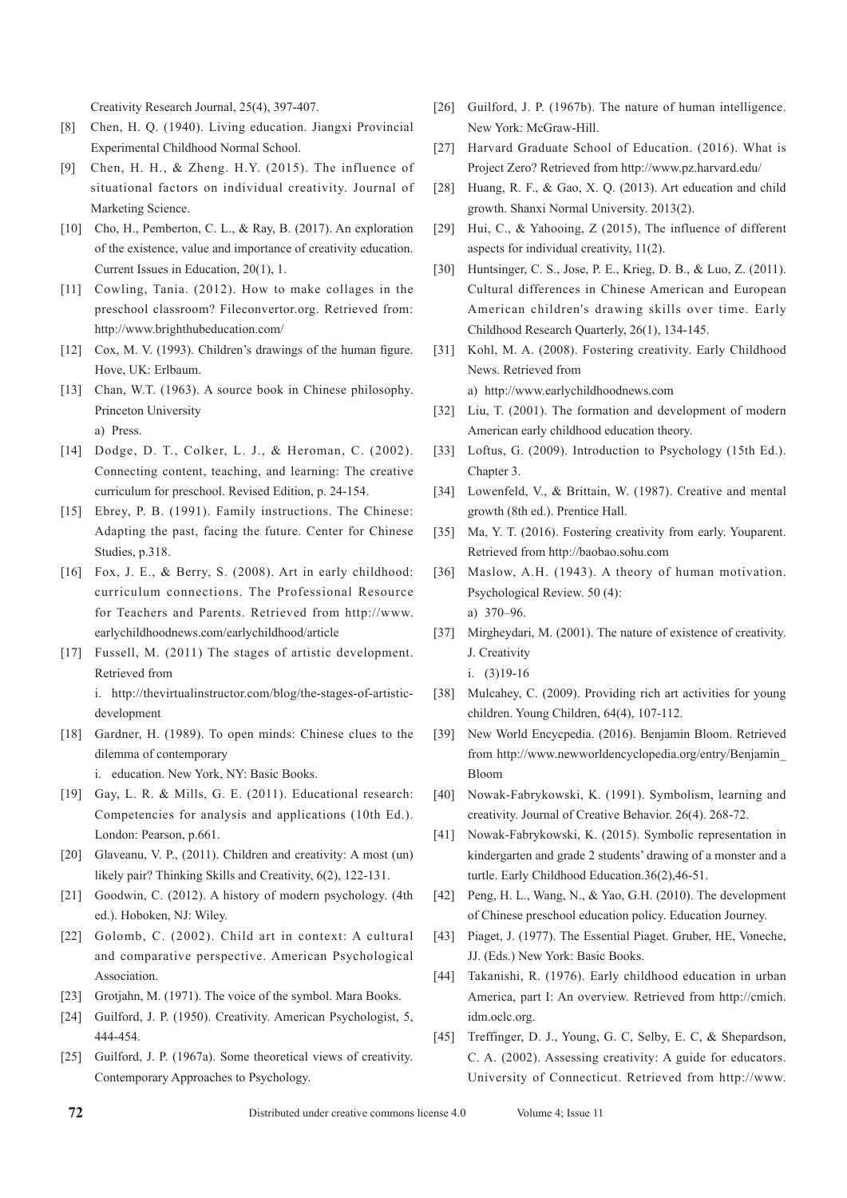Creativity Research Journal, 25(4), 397-407.

[8] Chen, H. Q. (1940). Living education. Jiangxi Provincial Experimental Childhood Normal School.

[9] Chen, H. H., & Zheng. H.Y. (2015). The influence of situational factors on individual creativity. Journal of Marketing Science.

[10] Cho, H., Pemberton, C. L., & Ray, B. (2017). An exploration of the existence, value and importance of creativity education. Current Issues in Education, 20(1), 1.

[11] Cowling, Tania. (2012). How to make collages in the preschool classroom? Fileconvertor.org. Retrieved from: http://www.brighthubeducation.com/

[12] Cox, M. V. (1993). Children's drawings of the human figure. Hove, UK: Erlbaum.

[13] Chan, W.T. (1963). A source book in Chinese philosophy. Princeton University

a) Press.

[14] Dodge, D. T., Colker, L. J., & Heroman, C. (2002). Connecting content, teaching, and learning: The creative curriculum for preschool. Revised Edition, p. 24-154.

[15] Ebrey, P. B. (1991). Family instructions. The Chinese: Adapting the past, facing the future. Center for Chinese Studies, p.318.

[16] Fox, J. E., & Berry, S. (2008). Art in early childhood: curriculum connections. The Professional Resource for Teachers and Parents. Retrieved from http://www.earlychildhoodnews.com/earlychildhood/article

[17] Fussell, M. (2011) The stages of artistic development. Retrieved from

i. http://thevirtualinstructor.com/blog/the-stages-of-artistic-development

[18] Gardner, H. (1989). To open minds: Chinese clues to the dilemma of contemporary

i. education. New York, NY: Basic Books.

[19] Gay, L. R. & Mills, G. E. (2011). Educational research: Competencies for analysis and applications (10th Ed.). London: Pearson, p.661.

[20] Glaveanu, V. P., (2011). Children and creativity: A most (un) likely pair? Thinking Skills and Creativity, 6(2), 122-131.

[21] Goodwin, C. (2012). A history of modern psychology. (4th ed.). Hoboken, NJ: Wiley.

[22] Golomb, C. (2002). Child art in context: A cultural and comparative perspective. American Psychological Association.

[23] Grotjahn, M. (1971). The voice of the symbol. Mara Books.

[24] Guilford, J. P. (1950). Creativity. American Psychologist, 5, 444-454.

[25] Guilford, J. P. (1967a). Some theoretical views of creativity. Contemporary Approaches to Psychology.

[26] Guilford, J. P. (1967b). The nature of human intelligence. New York: McGraw-Hill.

[27] Harvard Graduate School of Education. (2016). What is Project Zero? Retrieved from http://www.pz.harvard.edu/

[28] Huang, R. F., & Gao, X. Q. (2013). Art education and child growth. Shanxi Normal University. 2013(2).

[29] Hui, C., & Yahooing, Z (2015), The influence of different aspects for individual creativity, 11(2).

[30] Huntsinger, C. S., Jose, P. E., Krieg, D. B., & Luo, Z. (2011). Cultural differences in Chinese American and European American children's drawing skills over time. Early Childhood Research Quarterly, 26(1), 134-145.

[31] Kohl, M. A. (2008). Fostering creativity. Early Childhood News. Retrieved from

a) http://www.earlychildhoodnews.com

[32] Liu, T. (2001). The formation and development of modern American early childhood education theory.

[33] Loftus, G. (2009). Introduction to Psychology (15th Ed.). Chapter 3.

[34] Lowenfeld, V., & Brittain, W. (1987). Creative and mental growth (8th ed.). Prentice Hall.

[35] Ma, Y. T. (2016). Fostering creativity from early. Youparent. Retrieved from http://baobao.sohu.com

[36] Maslow, A.H. (1943). A theory of human motivation. Psychological Review. 50 (4):

a) 370–96.

[37] Mirgheydari, M. (2001). The nature of existence of creativity. J. Creativity

i. (3)19-16

[38] Mulcahey, C. (2009). Providing rich art activities for young children. Young Children, 64(4), 107-112.

[39] New World Encycpedia. (2016). Benjamin Bloom. Retrieved from http://www.newworldencyclopedia.org/entry/Benjamin_Bloom

[40] Nowak-Fabrykowski, K. (1991). Symbolism, learning and creativity. Journal of Creative Behavior. 26(4). 268-72.

[41] Nowak-Fabrykowski, K. (2015). Symbolic representation in kindergarten and grade 2 students' drawing of a monster and a turtle. Early Childhood Education.36(2),46-51.

[42] Peng, H. L., Wang, N., & Yao, G.H. (2010). The development of Chinese preschool education policy. Education Journey.

[43] Piaget, J. (1977). The Essential Piaget. Gruber, HE, Voneche, JJ. (Eds.) New York: Basic Books.

[44] Takanishi, R. (1976). Early childhood education in urban America, part I: An overview. Retrieved from http://cmich.idm.oclc.org.

[45] Treffinger, D. J., Young, G. C, Selby, E. C, & Shepardson, C. A. (2002). Assessing creativity: A guide for educators. University of Connecticut. Retrieved from http://www.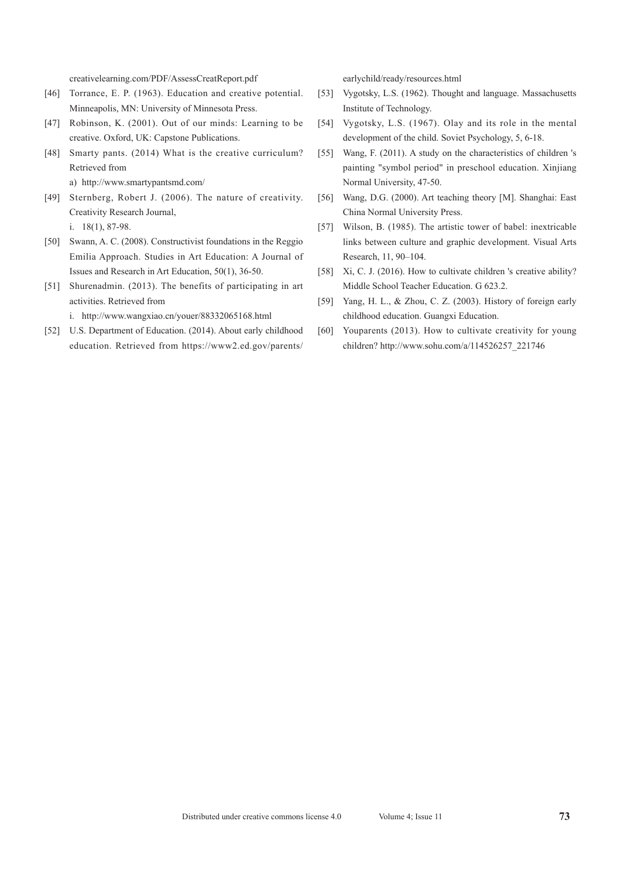creativelearning.com/PDF/AssessCreatReport.pdf

[46] Torrance, E. P. (1963). Education and creative potential. Minneapolis, MN: University of Minnesota Press.

[47] Robinson, K. (2001). Out of our minds: Learning to be creative. Oxford, UK: Capstone Publications.

[48] Smarty pants. (2014) What is the creative curriculum? Retrieved from

a) http://www.smartypantsmd.com/

[49] Sternberg, Robert J. (2006). The nature of creativity. Creativity Research Journal,

i. 18(1), 87-98.

[50] Swann, A. C. (2008). Constructivist foundations in the Reggio Emilia Approach. Studies in Art Education: A Journal of Issues and Research in Art Education, 50(1), 36-50.

[51] Shurenadmin. (2013). The benefits of participating in art activities. Retrieved from

i. http://www.wangxiao.cn/youer/88332065168.html

[52] U.S. Department of Education. (2014). About early childhood education. Retrieved from https://www2.ed.gov/parents/earlychild/ready/resources.html

[53] Vygotsky, L.S. (1962). Thought and language. Massachusetts Institute of Technology.

[54] Vygotsky, L.S. (1967). Olay and its role in the mental development of the child. Soviet Psychology, 5, 6-18.

[55] Wang, F. (2011). A study on the characteristics of children 's painting "symbol period" in preschool education. Xinjiang Normal University, 47-50.

[56] Wang, D.G. (2000). Art teaching theory [M]. Shanghai: East China Normal University Press.

[57] Wilson, B. (1985). The artistic tower of babel: inextricable links between culture and graphic development. Visual Arts Research, 11, 90–104.

[58] Xi, C. J. (2016). How to cultivate children 's creative ability? Middle School Teacher Education. G 623.2.

[59] Yang, H. L., & Zhou, C. Z. (2003). History of foreign early childhood education. Guangxi Education.

[60] Youparents (2013). How to cultivate creativity for young children? http://www.sohu.com/a/114526257_221746